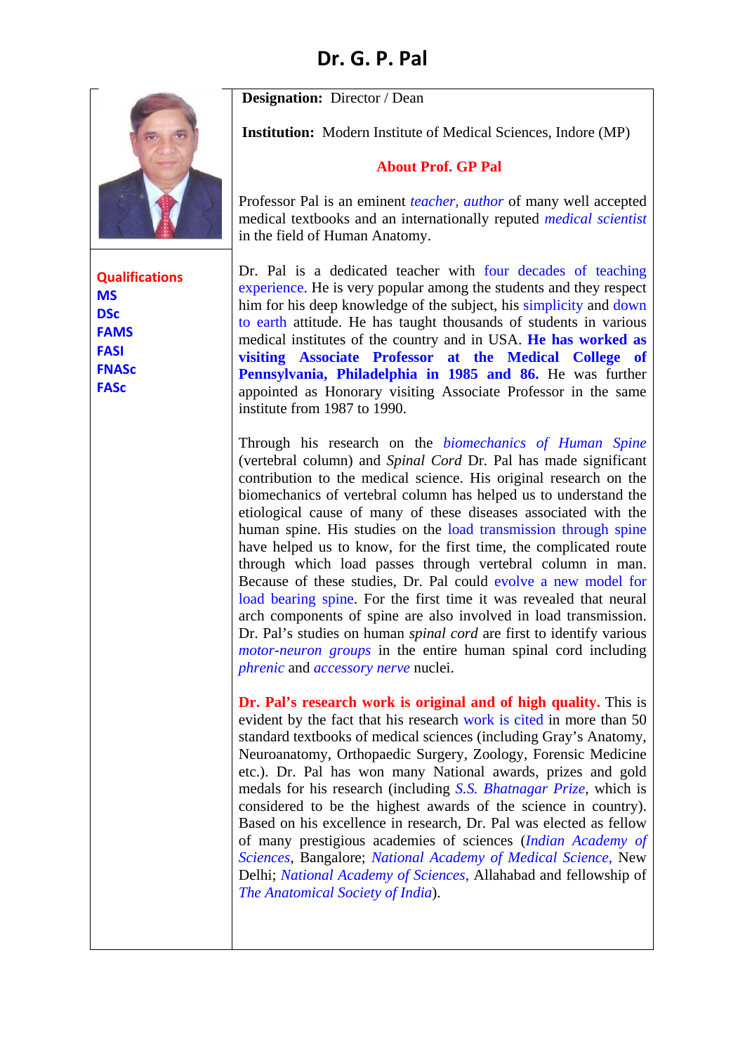# Dr. G. P. Pal

**Designation:** Director / Dean

**Institution:** Modern Institute of Medical Sciences, Indore (MP)

**Qualifications**

**MS**
**DSc**
**FAMS**
**FASI**
**FNASc**
**FASc**

## About Prof. GP Pal

Professor Pal is an eminent *teacher, author* of many well accepted medical textbooks and an internationally reputed *medical scientist* in the field of Human Anatomy.

Dr. Pal is a dedicated teacher with four decades of teaching experience. He is very popular among the students and they respect him for his deep knowledge of the subject, his simplicity and down to earth attitude. He has taught thousands of students in various medical institutes of the country and in USA. **He has worked as visiting Associate Professor at the Medical College of Pennsylvania, Philadelphia in 1985 and 86.** He was further appointed as Honorary visiting Associate Professor in the same institute from 1987 to 1990.

Through his research on the *biomechanics of Human Spine* (vertebral column) and *Spinal Cord* Dr. Pal has made significant contribution to the medical science. His original research on the biomechanics of vertebral column has helped us to understand the etiological cause of many of these diseases associated with the human spine. His studies on the load transmission through spine have helped us to know, for the first time, the complicated route through which load passes through vertebral column in man. Because of these studies, Dr. Pal could evolve a new model for load bearing spine. For the first time it was revealed that neural arch components of spine are also involved in load transmission. Dr. Pal's studies on human *spinal cord* are first to identify various *motor-neuron groups* in the entire human spinal cord including *phrenic* and *accessory nerve* nuclei.

**Dr. Pal's research work is original and of high quality.** This is evident by the fact that his research work is cited in more than 50 standard textbooks of medical sciences (including Gray's Anatomy, Neuroanatomy, Orthopaedic Surgery, Zoology, Forensic Medicine etc.). Dr. Pal has won many National awards, prizes and gold medals for his research (including *S.S. Bhatnagar Prize*, which is considered to be the highest awards of the science in country). Based on his excellence in research, Dr. Pal was elected as fellow of many prestigious academies of sciences (*Indian Academy of Sciences*, Bangalore; *National Academy of Medical Science,* New Delhi; *National Academy of Sciences,* Allahabad and fellowship of *The Anatomical Society of India*).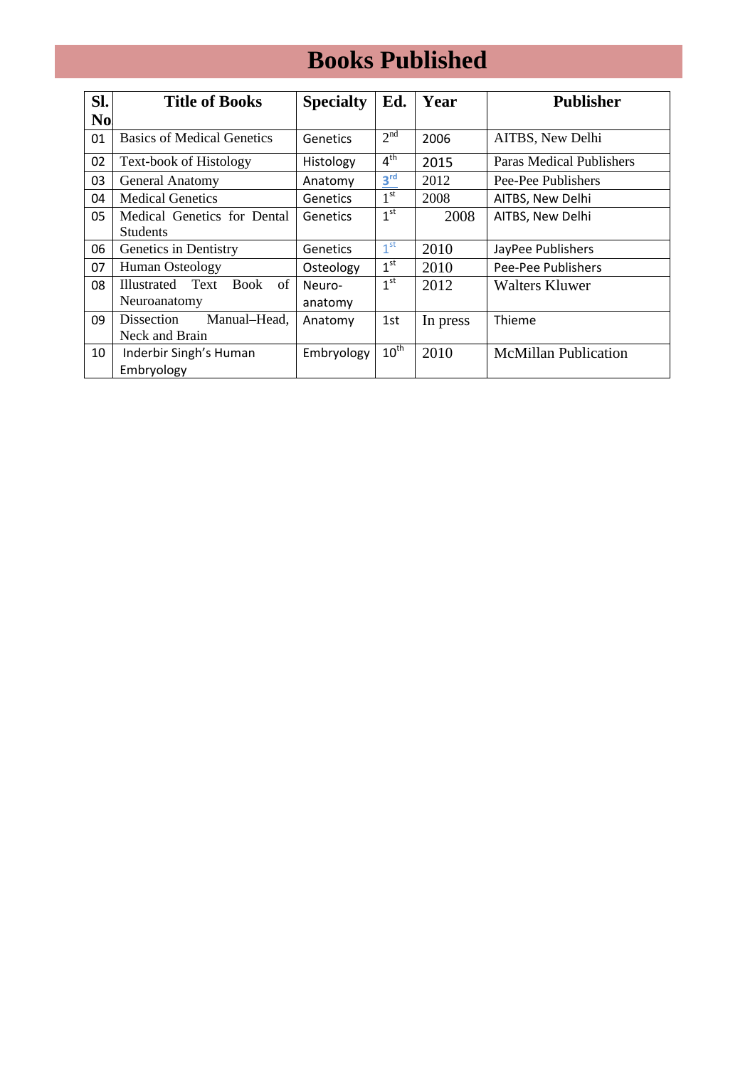# Books Published

| Sl. No | Title of Books | Specialty | Ed. | Year | Publisher |
|---|---|---|---|---|---|
| 01 | Basics of Medical Genetics | Genetics | 2nd | 2006 | AITBS, New Delhi |
| 02 | Text-book of Histology | Histology | 4th | 2015 | Paras Medical Publishers |
| 03 | General Anatomy | Anatomy | 3rd | 2012 | Pee-Pee Publishers |
| 04 | Medical Genetics | Genetics | 1st | 2008 | AITBS, New Delhi |
| 05 | Medical Genetics for Dental Students | Genetics | 1st | 2008 | AITBS, New Delhi |
| 06 | Genetics in Dentistry | Genetics | 1st | 2010 | JayPee Publishers |
| 07 | Human Osteology | Osteology | 1st | 2010 | Pee-Pee Publishers |
| 08 | Illustrated Text Book of Neuroanatomy | Neuro-anatomy | 1st | 2012 | Walters Kluwer |
| 09 | Dissection Manual–Head, Neck and Brain | Anatomy | 1st | In press | Thieme |
| 10 | Inderbir Singh's Human Embryology | Embryology | 10th | 2010 | McMillan Publication |